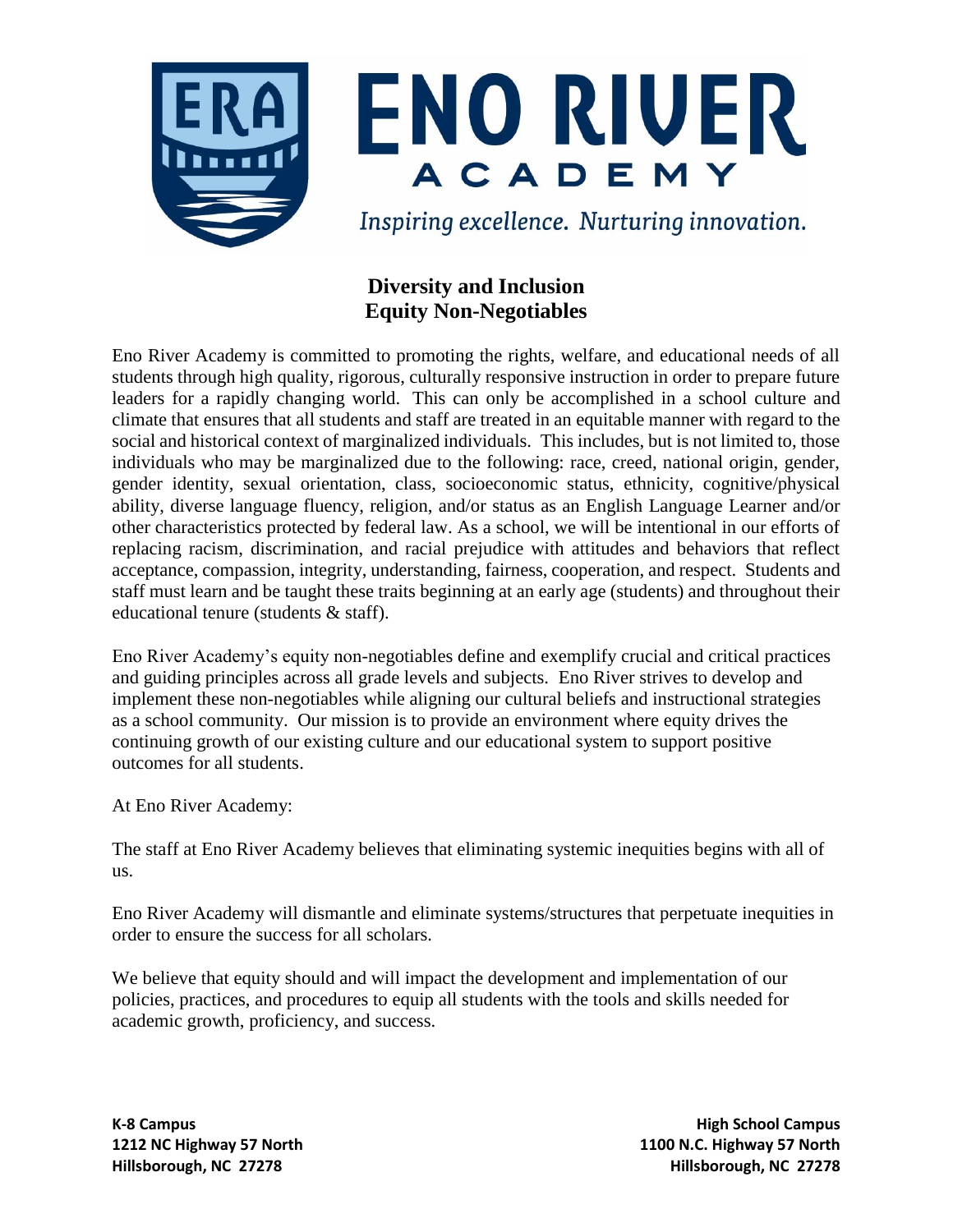# ENO RIVER ACADEMY

*Inspiring excellence. Nurturing innovation.*

## Diversity and Inclusion
## Equity Non-Negotiables

Eno River Academy is committed to promoting the rights, welfare, and educational needs of all students through high quality, rigorous, culturally responsive instruction in order to prepare future leaders for a rapidly changing world. This can only be accomplished in a school culture and climate that ensures that all students and staff are treated in an equitable manner with regard to the social and historical context of marginalized individuals. This includes, but is not limited to, those individuals who may be marginalized due to the following: race, creed, national origin, gender, gender identity, sexual orientation, class, socioeconomic status, ethnicity, cognitive/physical ability, diverse language fluency, religion, and/or status as an English Language Learner and/or other characteristics protected by federal law. As a school, we will be intentional in our efforts of replacing racism, discrimination, and racial prejudice with attitudes and behaviors that reflect acceptance, compassion, integrity, understanding, fairness, cooperation, and respect. Students and staff must learn and be taught these traits beginning at an early age (students) and throughout their educational tenure (students & staff).

Eno River Academy's equity non-negotiables define and exemplify crucial and critical practices and guiding principles across all grade levels and subjects. Eno River strives to develop and implement these non-negotiables while aligning our cultural beliefs and instructional strategies as a school community. Our mission is to provide an environment where equity drives the continuing growth of our existing culture and our educational system to support positive outcomes for all students.

At Eno River Academy:

The staff at Eno River Academy believes that eliminating systemic inequities begins with all of us.

Eno River Academy will dismantle and eliminate systems/structures that perpetuate inequities in order to ensure the success for all scholars.

We believe that equity should and will impact the development and implementation of our policies, practices, and procedures to equip all students with the tools and skills needed for academic growth, proficiency, and success.

**K-8 Campus**
**1212 NC Highway 57 North**
**Hillsborough, NC 27278**

**High School Campus**
**1100 N.C. Highway 57 North**
**Hillsborough, NC 27278**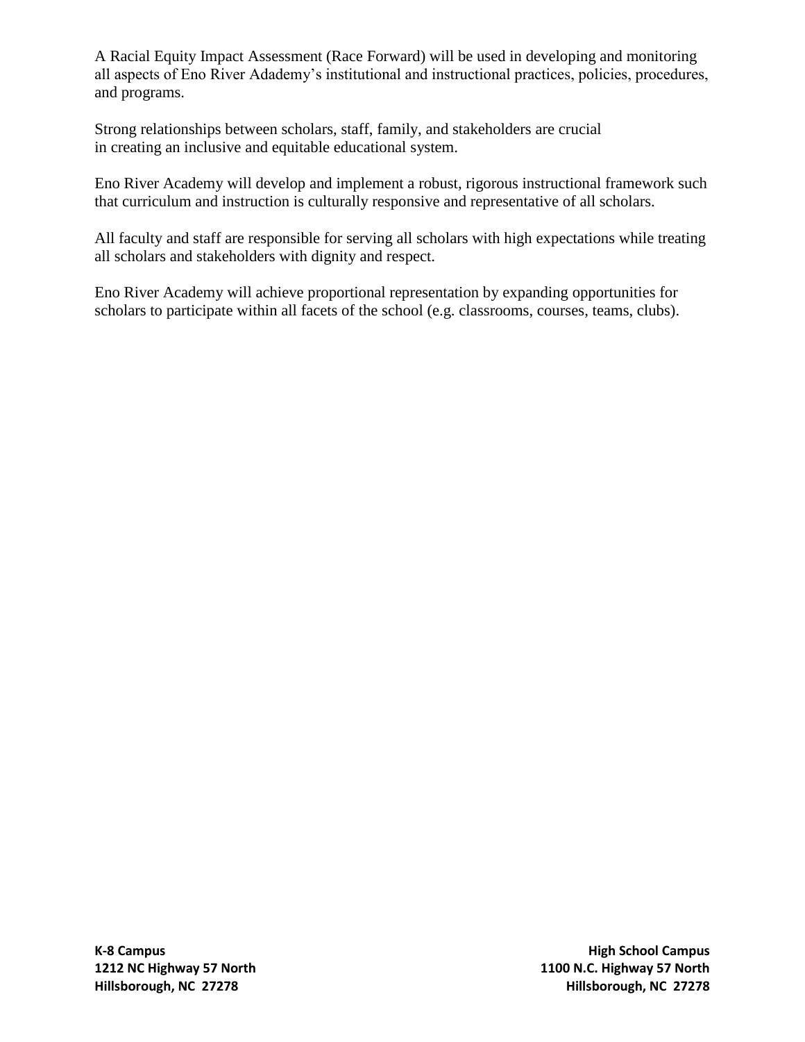A Racial Equity Impact Assessment (Race Forward) will be used in developing and monitoring all aspects of Eno River Adademy's institutional and instructional practices, policies, procedures, and programs.

Strong relationships between scholars, staff, family, and stakeholders are crucial in creating an inclusive and equitable educational system.

Eno River Academy will develop and implement a robust, rigorous instructional framework such that curriculum and instruction is culturally responsive and representative of all scholars.

All faculty and staff are responsible for serving all scholars with high expectations while treating all scholars and stakeholders with dignity and respect.

Eno River Academy will achieve proportional representation by expanding opportunities for scholars to participate within all facets of the school (e.g. classrooms, courses, teams, clubs).

**K-8 Campus**
**1212 NC Highway 57 North**
**Hillsborough, NC 27278**

**High School Campus**
**1100 N.C. Highway 57 North**
**Hillsborough, NC 27278**